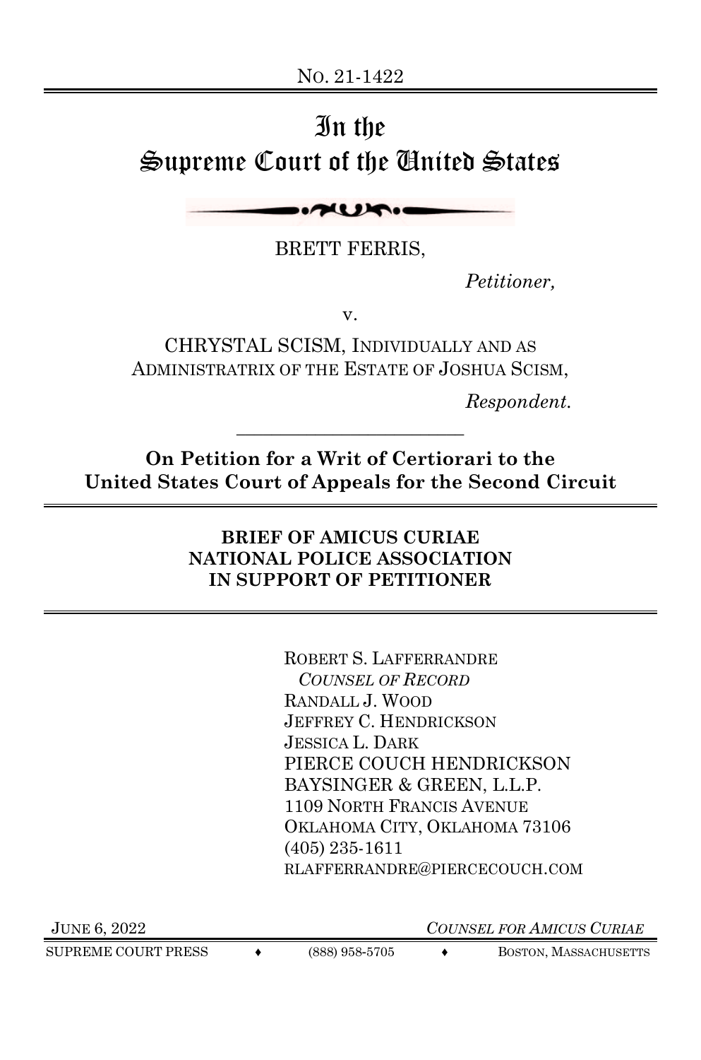No. 21-1422

# In the Supreme Court of the United States

BRETT FERRIS,

*Petitioner,*

v.

CHRYSTAL SCISM, INDIVIDUALLY AND AS ADMINISTRATRIX OF THE ESTATE OF JOSHUA SCISM,

*Respondent.*

---

**On Petition for a Writ of Certiorari to the United States Court of Appeals for the Second Circuit**

---

**BRIEF OF AMICUS CURIAE NATIONAL POLICE ASSOCIATION IN SUPPORT OF PETITIONER**

---

ROBERT S. LAFFERRANDRE
*COUNSEL OF RECORD*
RANDALL J. WOOD
JEFFREY C. HENDRICKSON
JESSICA L. DARK
PIERCE COUCH HENDRICKSON BAYSINGER & GREEN, L.L.P.
1109 NORTH FRANCIS AVENUE
OKLAHOMA CITY, OKLAHOMA 73106
(405) 235-1611
RLAFFERRANDRE@PIERCECOUCH.COM

JUNE 6, 2022

*COUNSEL FOR AMICUS CURIAE*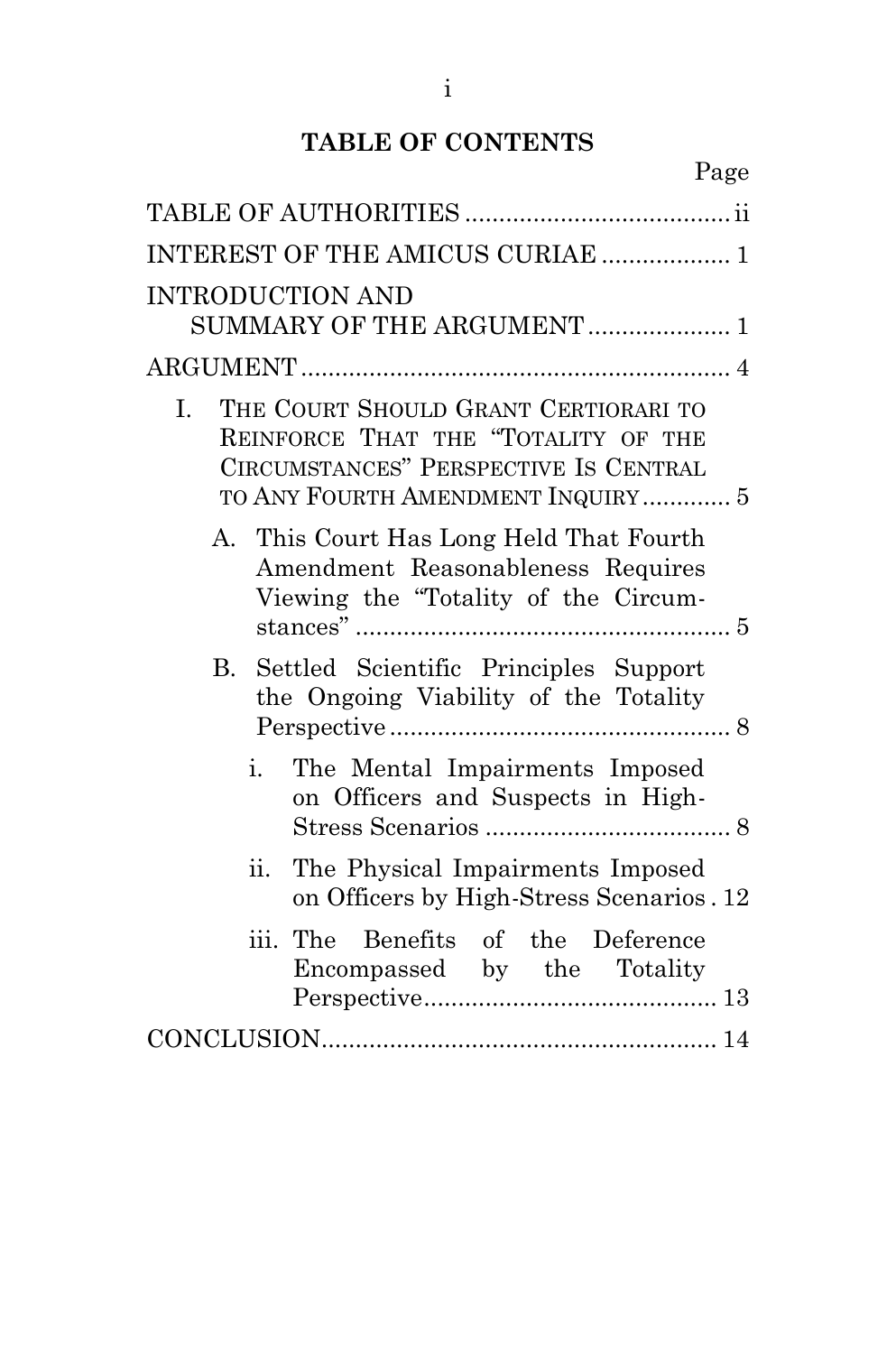## TABLE OF CONTENTS

| | Page |
|---|---|
| TABLE OF AUTHORITIES | ii |
| INTEREST OF THE AMICUS CURIAE | 1 |
| INTRODUCTION AND SUMMARY OF THE ARGUMENT | 1 |
| ARGUMENT | 4 |
| I. THE COURT SHOULD GRANT CERTIORARI TO REINFORCE THAT THE "TOTALITY OF THE CIRCUMSTANCES" PERSPECTIVE IS CENTRAL TO ANY FOURTH AMENDMENT INQUIRY | 5 |
| A. This Court Has Long Held That Fourth Amendment Reasonableness Requires Viewing the "Totality of the Circumstances" | 5 |
| B. Settled Scientific Principles Support the Ongoing Viability of the Totality Perspective | 8 |
| i. The Mental Impairments Imposed on Officers and Suspects in High-Stress Scenarios | 8 |
| ii. The Physical Impairments Imposed on Officers by High-Stress Scenarios | 12 |
| iii. The Benefits of the Deference Encompassed by the Totality Perspective | 13 |
| CONCLUSION | 14 |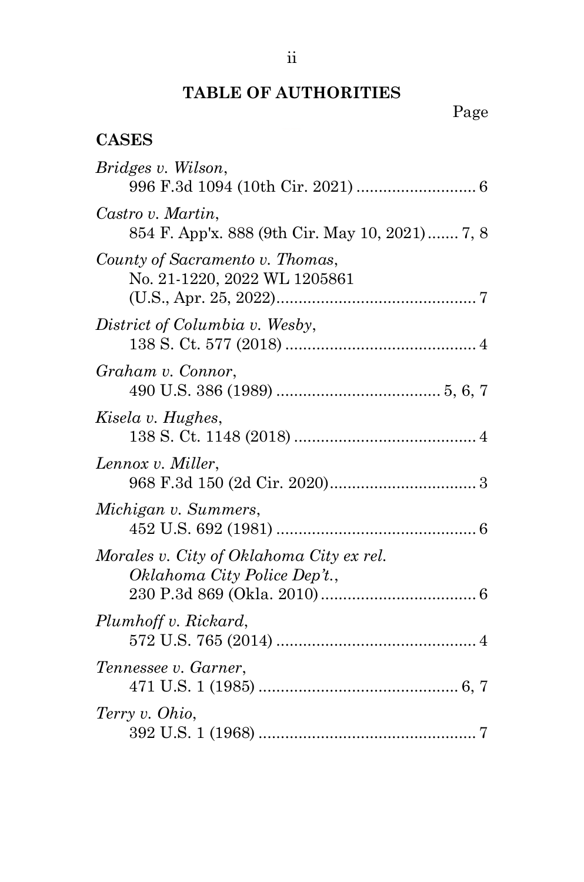# TABLE OF AUTHORITIES

Page

## CASES

*Bridges v. Wilson*,
996 F.3d 1094 (10th Cir. 2021) .......................... 6

*Castro v. Martin*,
854 F. App'x. 888 (9th Cir. May 10, 2021) ....... 7, 8

*County of Sacramento v. Thomas*,
No. 21-1220, 2022 WL 1205861
(U.S., Apr. 25, 2022) ............................................ 7

*District of Columbia v. Wesby*,
138 S. Ct. 577 (2018) .......................................... 4

*Graham v. Connor*,
490 U.S. 386 (1989) .................................... 5, 6, 7

*Kisela v. Hughes*,
138 S. Ct. 1148 (2018) ........................................ 4

*Lennox v. Miller*,
968 F.3d 150 (2d Cir. 2020) ................................ 3

*Michigan v. Summers*,
452 U.S. 692 (1981) ............................................ 6

*Morales v. City of Oklahoma City ex rel. Oklahoma City Police Dep't.*,
230 P.3d 869 (Okla. 2010) .................................. 6

*Plumhoff v. Rickard*,
572 U.S. 765 (2014) ............................................ 4

*Tennessee v. Garner*,
471 U.S. 1 (1985) ............................................ 6, 7

*Terry v. Ohio*,
392 U.S. 1 (1968) ................................................ 7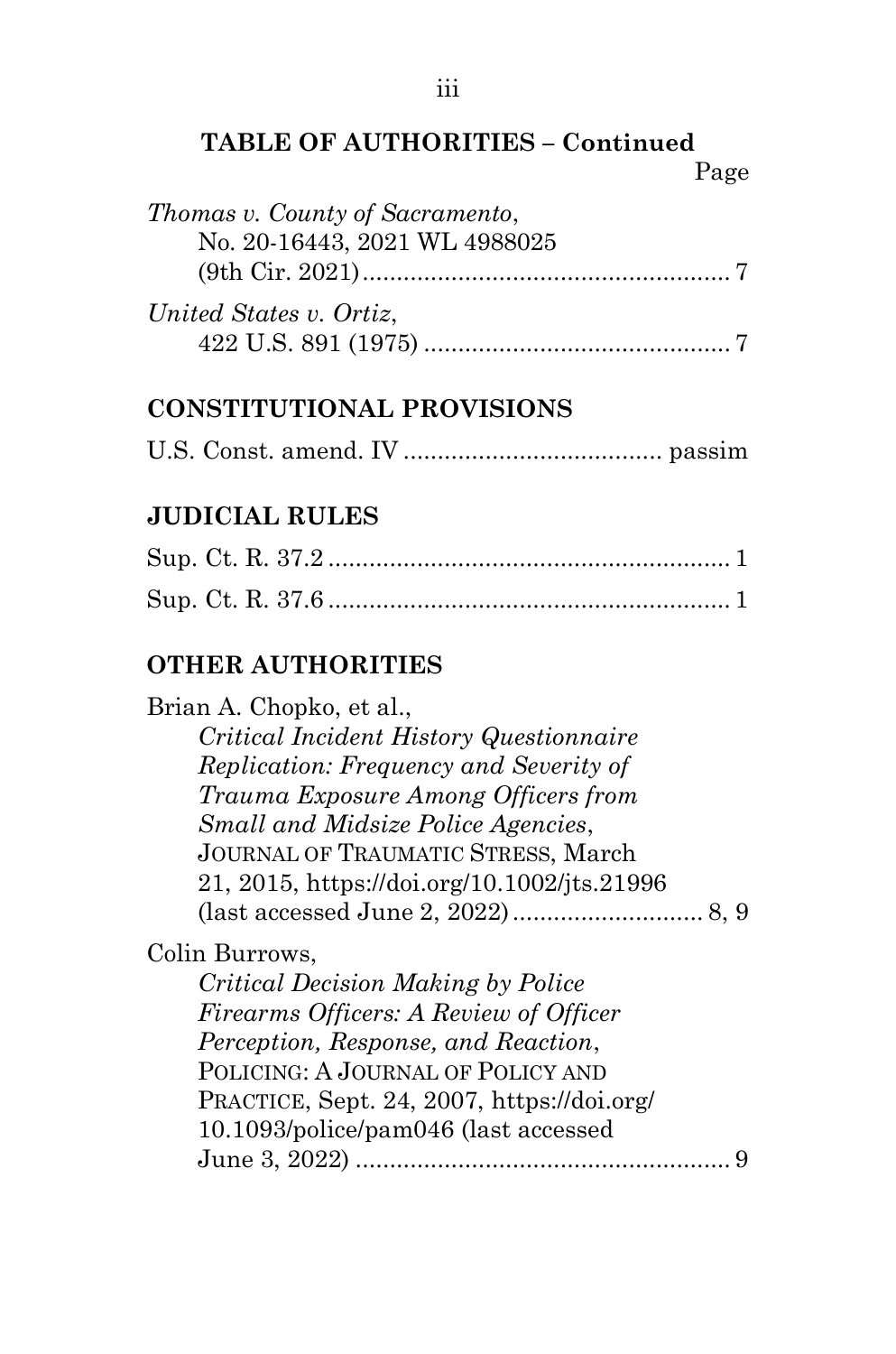**TABLE OF AUTHORITIES – Continued**

Page

*Thomas v. County of Sacramento*, No. 20-16443, 2021 WL 4988025 (9th Cir. 2021) ..................................................... 7

*United States v. Ortiz*, 422 U.S. 891 (1975) ............................................ 7

## CONSTITUTIONAL PROVISIONS

U.S. Const. amend. IV ...................................... passim

## JUDICIAL RULES

Sup. Ct. R. 37.2 .......................................................... 1

Sup. Ct. R. 37.6 .......................................................... 1

## OTHER AUTHORITIES

Brian A. Chopko, et al., *Critical Incident History Questionnaire Replication: Frequency and Severity of Trauma Exposure Among Officers from Small and Midsize Police Agencies*, JOURNAL OF TRAUMATIC STRESS, March 21, 2015, https://doi.org/10.1002/jts.21996 (last accessed June 2, 2022) ............................ 8, 9

Colin Burrows, *Critical Decision Making by Police Firearms Officers: A Review of Officer Perception, Response, and Reaction*, POLICING: A JOURNAL OF POLICY AND PRACTICE, Sept. 24, 2007, https://doi.org/10.1093/police/pam046 (last accessed June 3, 2022) ....................................................... 9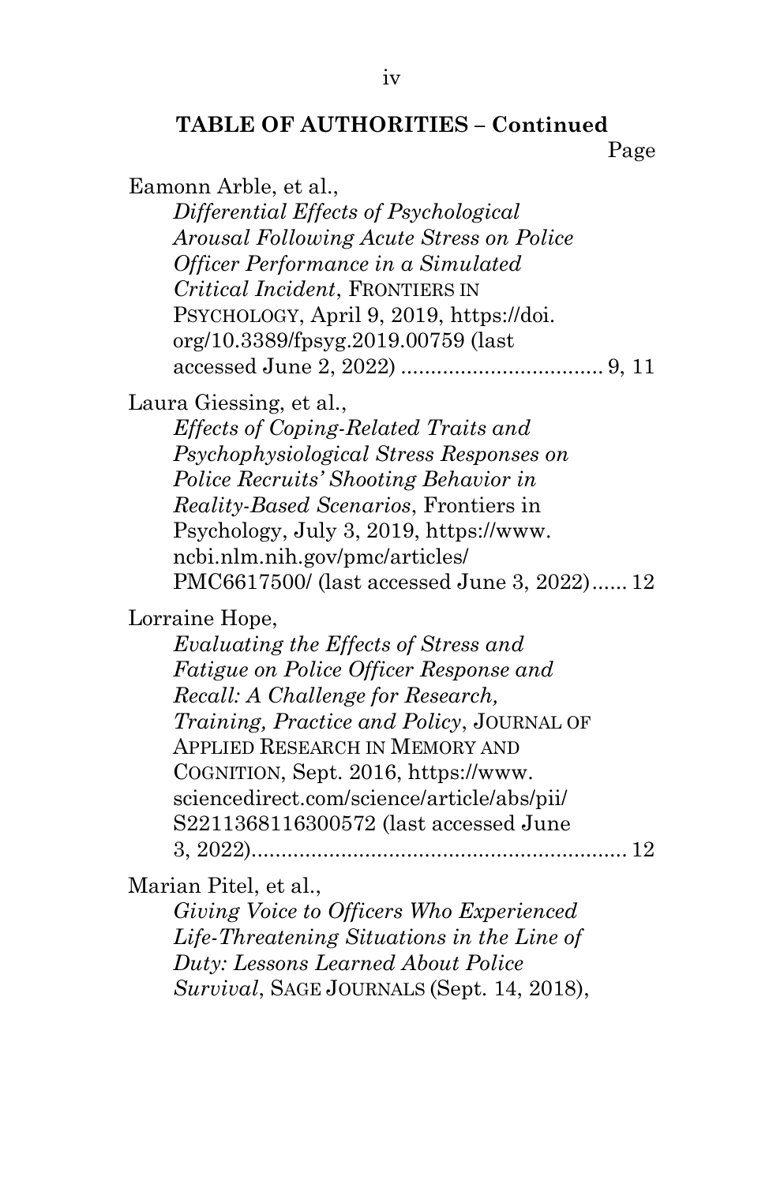**TABLE OF AUTHORITIES – Continued**

Page

Eamonn Arble, et al., *Differential Effects of Psychological Arousal Following Acute Stress on Police Officer Performance in a Simulated Critical Incident*, FRONTIERS IN PSYCHOLOGY, April 9, 2019, https://doi.org/10.3389/fpsyg.2019.00759 (last accessed June 2, 2022) .................................. 9, 11

Laura Giessing, et al., *Effects of Coping-Related Traits and Psychophysiological Stress Responses on Police Recruits' Shooting Behavior in Reality-Based Scenarios*, Frontiers in Psychology, July 3, 2019, https://www.ncbi.nlm.nih.gov/pmc/articles/PMC6617500/ (last accessed June 3, 2022)...... 12

Lorraine Hope, *Evaluating the Effects of Stress and Fatigue on Police Officer Response and Recall: A Challenge for Research, Training, Practice and Policy*, JOURNAL OF APPLIED RESEARCH IN MEMORY AND COGNITION, Sept. 2016, https://www.sciencedirect.com/science/article/abs/pii/S2211368116300572 (last accessed June 3, 2022)................................................................ 12

Marian Pitel, et al., *Giving Voice to Officers Who Experienced Life-Threatening Situations in the Line of Duty: Lessons Learned About Police Survival*, SAGE JOURNALS (Sept. 14, 2018),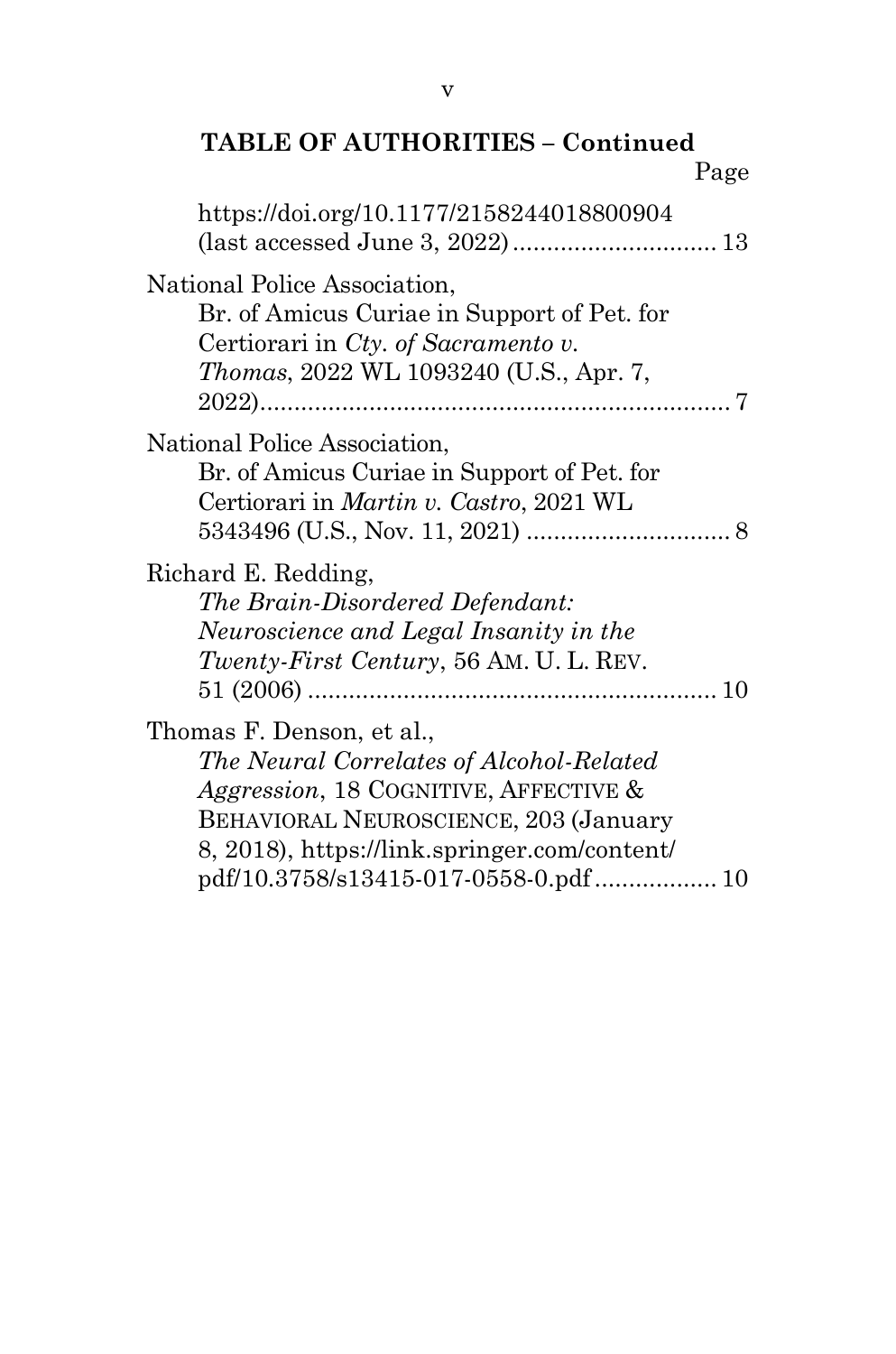**TABLE OF AUTHORITIES – Continued**

Page

https://doi.org/10.1177/2158244018800904 (last accessed June 3, 2022) .............................. 13

National Police Association, Br. of Amicus Curiae in Support of Pet. for Certiorari in *Cty. of Sacramento v. Thomas*, 2022 WL 1093240 (U.S., Apr. 7, 2022) ..................................................................... 7

National Police Association, Br. of Amicus Curiae in Support of Pet. for Certiorari in *Martin v. Castro*, 2021 WL 5343496 (U.S., Nov. 11, 2021) .............................. 8

Richard E. Redding, *The Brain-Disordered Defendant: Neuroscience and Legal Insanity in the Twenty-First Century*, 56 AM. U. L. REV. 51 (2006) ............................................................ 10

Thomas F. Denson, et al., *The Neural Correlates of Alcohol-Related Aggression*, 18 COGNITIVE, AFFECTIVE & BEHAVIORAL NEUROSCIENCE, 203 (January 8, 2018), https://link.springer.com/content/pdf/10.3758/s13415-017-0558-0.pdf .................. 10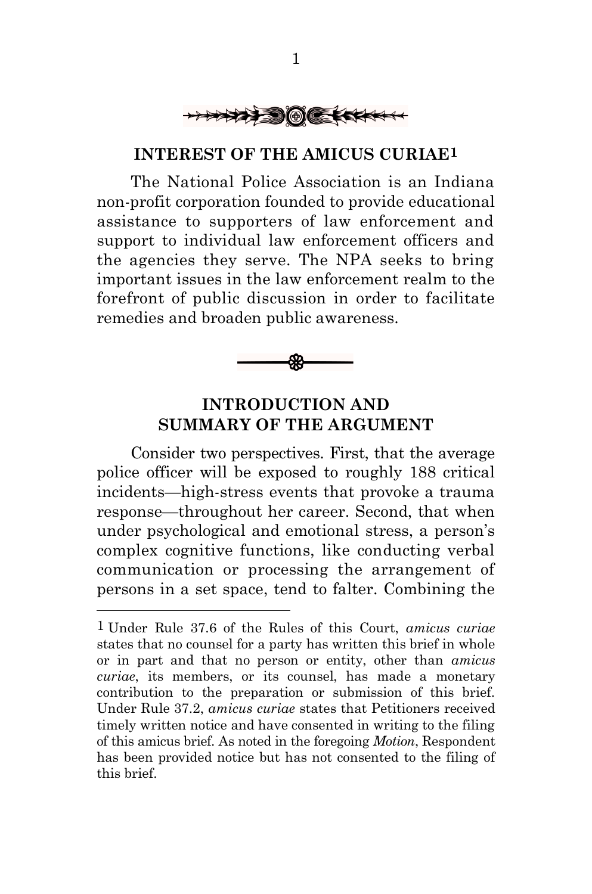## INTEREST OF THE AMICUS CURIAE[1]

The National Police Association is an Indiana non-profit corporation founded to provide educational assistance to supporters of law enforcement and support to individual law enforcement officers and the agencies they serve. The NPA seeks to bring important issues in the law enforcement realm to the forefront of public discussion in order to facilitate remedies and broaden public awareness.

## INTRODUCTION AND SUMMARY OF THE ARGUMENT

Consider two perspectives. First, that the average police officer will be exposed to roughly 188 critical incidents—high-stress events that provoke a trauma response—throughout her career. Second, that when under psychological and emotional stress, a person's complex cognitive functions, like conducting verbal communication or processing the arrangement of persons in a set space, tend to falter. Combining the

---

[1] Under Rule 37.6 of the Rules of this Court, *amicus curiae* states that no counsel for a party has written this brief in whole or in part and that no person or entity, other than *amicus curiae*, its members, or its counsel, has made a monetary contribution to the preparation or submission of this brief. Under Rule 37.2, *amicus curiae* states that Petitioners received timely written notice and have consented in writing to the filing of this amicus brief. As noted in the foregoing *Motion*, Respondent has been provided notice but has not consented to the filing of this brief.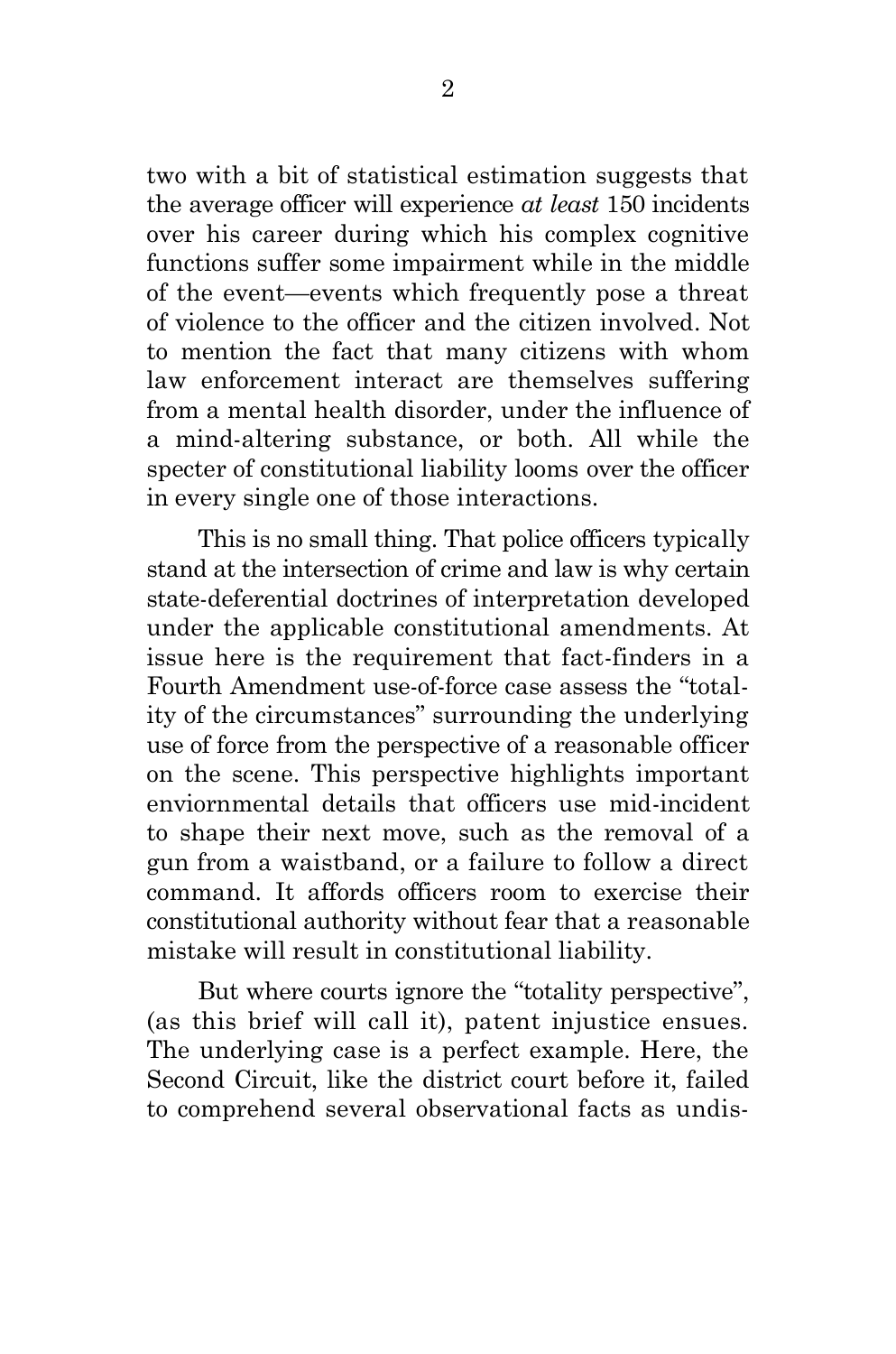two with a bit of statistical estimation suggests that the average officer will experience *at least* 150 incidents over his career during which his complex cognitive functions suffer some impairment while in the middle of the event—events which frequently pose a threat of violence to the officer and the citizen involved. Not to mention the fact that many citizens with whom law enforcement interact are themselves suffering from a mental health disorder, under the influence of a mind-altering substance, or both. All while the specter of constitutional liability looms over the officer in every single one of those interactions.

This is no small thing. That police officers typically stand at the intersection of crime and law is why certain state-deferential doctrines of interpretation developed under the applicable constitutional amendments. At issue here is the requirement that fact-finders in a Fourth Amendment use-of-force case assess the "totality of the circumstances" surrounding the underlying use of force from the perspective of a reasonable officer on the scene. This perspective highlights important enviornmental details that officers use mid-incident to shape their next move, such as the removal of a gun from a waistband, or a failure to follow a direct command. It affords officers room to exercise their constitutional authority without fear that a reasonable mistake will result in constitutional liability.

But where courts ignore the "totality perspective", (as this brief will call it), patent injustice ensues. The underlying case is a perfect example. Here, the Second Circuit, like the district court before it, failed to comprehend several observational facts as undis-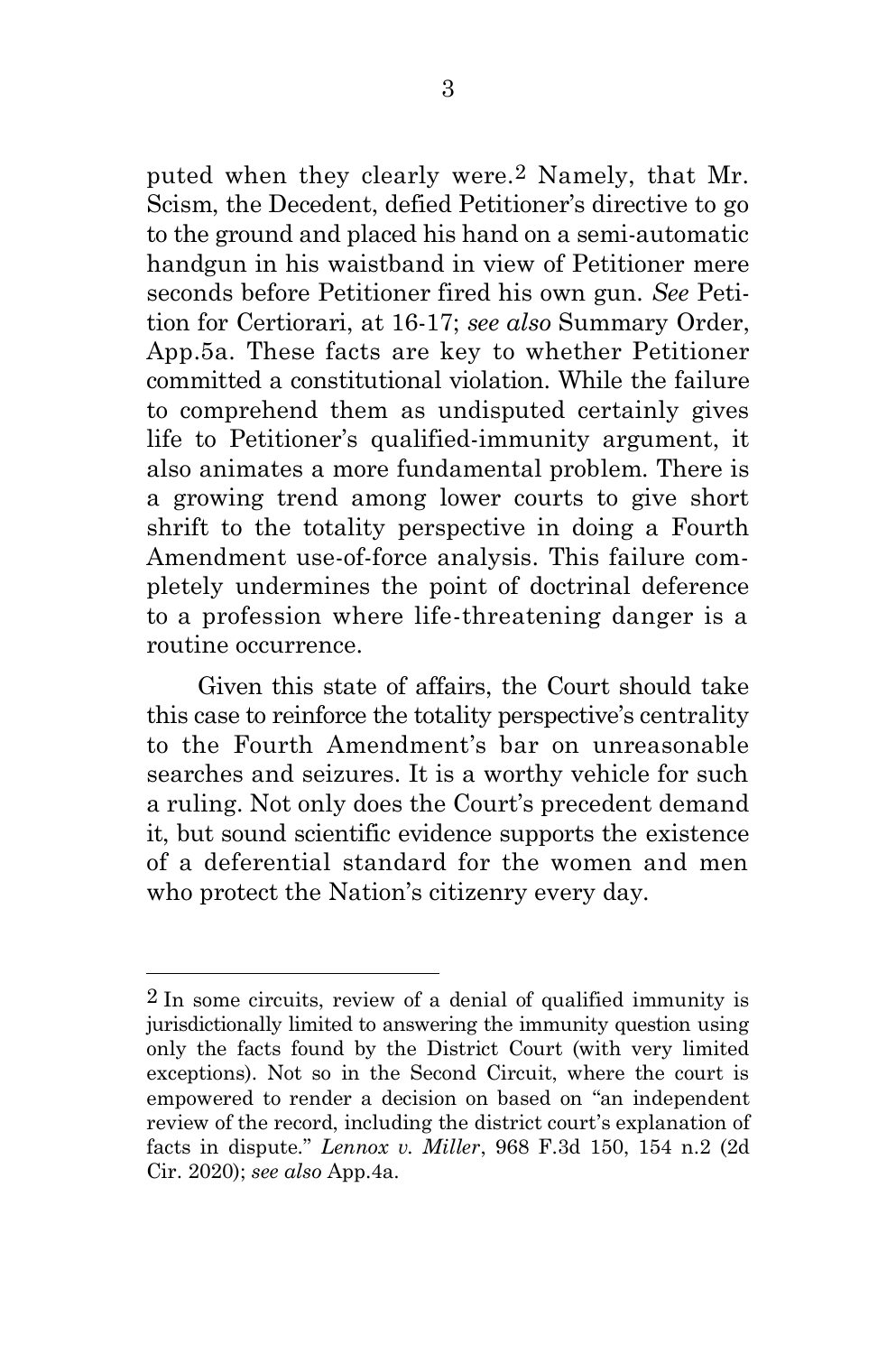puted when they clearly were.[2] Namely, that Mr. Scism, the Decedent, defied Petitioner's directive to go to the ground and placed his hand on a semi-automatic handgun in his waistband in view of Petitioner mere seconds before Petitioner fired his own gun. *See* Petition for Certiorari, at 16-17; *see also* Summary Order, App.5a. These facts are key to whether Petitioner committed a constitutional violation. While the failure to comprehend them as undisputed certainly gives life to Petitioner's qualified-immunity argument, it also animates a more fundamental problem. There is a growing trend among lower courts to give short shrift to the totality perspective in doing a Fourth Amendment use-of-force analysis. This failure completely undermines the point of doctrinal deference to a profession where life-threatening danger is a routine occurrence.

Given this state of affairs, the Court should take this case to reinforce the totality perspective's centrality to the Fourth Amendment's bar on unreasonable searches and seizures. It is a worthy vehicle for such a ruling. Not only does the Court's precedent demand it, but sound scientific evidence supports the existence of a deferential standard for the women and men who protect the Nation's citizenry every day.

---

[2] In some circuits, review of a denial of qualified immunity is jurisdictionally limited to answering the immunity question using only the facts found by the District Court (with very limited exceptions). Not so in the Second Circuit, where the court is empowered to render a decision on based on "an independent review of the record, including the district court's explanation of facts in dispute." *Lennox v. Miller*, 968 F.3d 150, 154 n.2 (2d Cir. 2020); *see also* App.4a.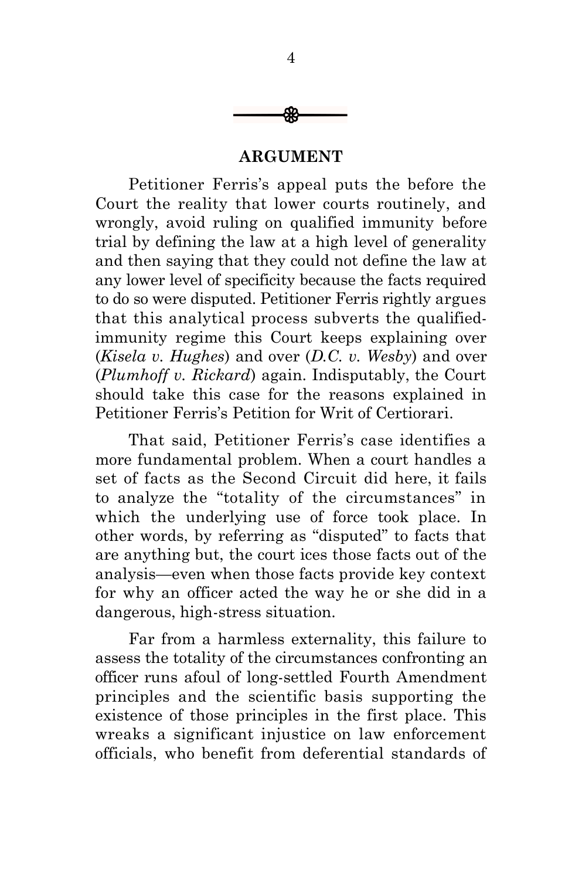## ARGUMENT

Petitioner Ferris's appeal puts the before the Court the reality that lower courts routinely, and wrongly, avoid ruling on qualified immunity before trial by defining the law at a high level of generality and then saying that they could not define the law at any lower level of specificity because the facts required to do so were disputed. Petitioner Ferris rightly argues that this analytical process subverts the qualified-immunity regime this Court keeps explaining over (*Kisela v. Hughes*) and over (*D.C. v. Wesby*) and over (*Plumhoff v. Rickard*) again. Indisputably, the Court should take this case for the reasons explained in Petitioner Ferris's Petition for Writ of Certiorari.

That said, Petitioner Ferris's case identifies a more fundamental problem. When a court handles a set of facts as the Second Circuit did here, it fails to analyze the "totality of the circumstances" in which the underlying use of force took place. In other words, by referring as "disputed" to facts that are anything but, the court ices those facts out of the analysis—even when those facts provide key context for why an officer acted the way he or she did in a dangerous, high-stress situation.

Far from a harmless externality, this failure to assess the totality of the circumstances confronting an officer runs afoul of long-settled Fourth Amendment principles and the scientific basis supporting the existence of those principles in the first place. This wreaks a significant injustice on law enforcement officials, who benefit from deferential standards of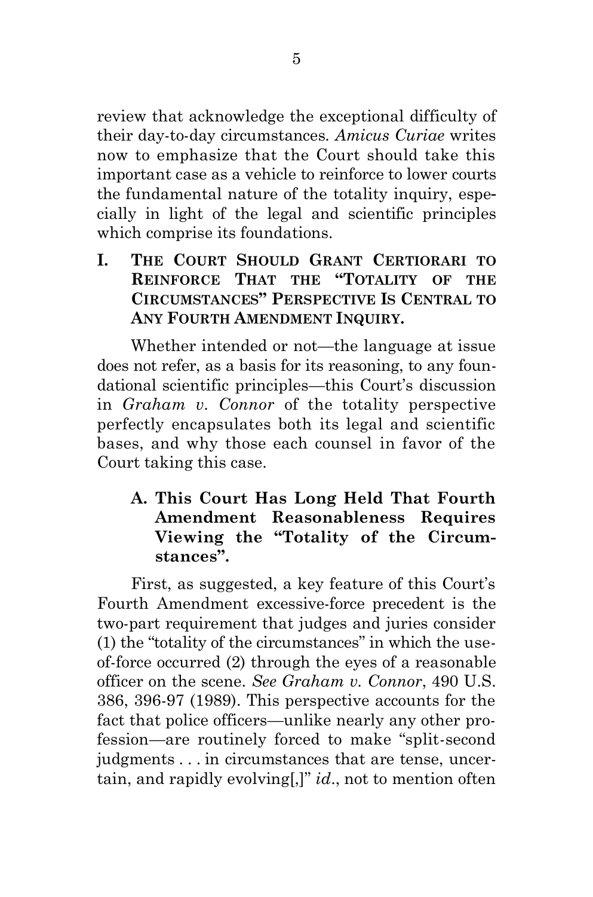review that acknowledge the exceptional difficulty of their day-to-day circumstances. *Amicus Curiae* writes now to emphasize that the Court should take this important case as a vehicle to reinforce to lower courts the fundamental nature of the totality inquiry, especially in light of the legal and scientific principles which comprise its foundations.

## I. THE COURT SHOULD GRANT CERTIORARI TO REINFORCE THAT THE "TOTALITY OF THE CIRCUMSTANCES" PERSPECTIVE IS CENTRAL TO ANY FOURTH AMENDMENT INQUIRY.

Whether intended or not—the language at issue does not refer, as a basis for its reasoning, to any foundational scientific principles—this Court's discussion in *Graham v. Connor* of the totality perspective perfectly encapsulates both its legal and scientific bases, and why those each counsel in favor of the Court taking this case.

### A. This Court Has Long Held That Fourth Amendment Reasonableness Requires Viewing the "Totality of the Circumstances".

First, as suggested, a key feature of this Court's Fourth Amendment excessive-force precedent is the two-part requirement that judges and juries consider (1) the "totality of the circumstances" in which the use-of-force occurred (2) through the eyes of a reasonable officer on the scene. *See Graham v. Connor*, 490 U.S. 386, 396-97 (1989). This perspective accounts for the fact that police officers—unlike nearly any other profession—are routinely forced to make "split-second judgments . . . in circumstances that are tense, uncertain, and rapidly evolving[,]" *id*., not to mention often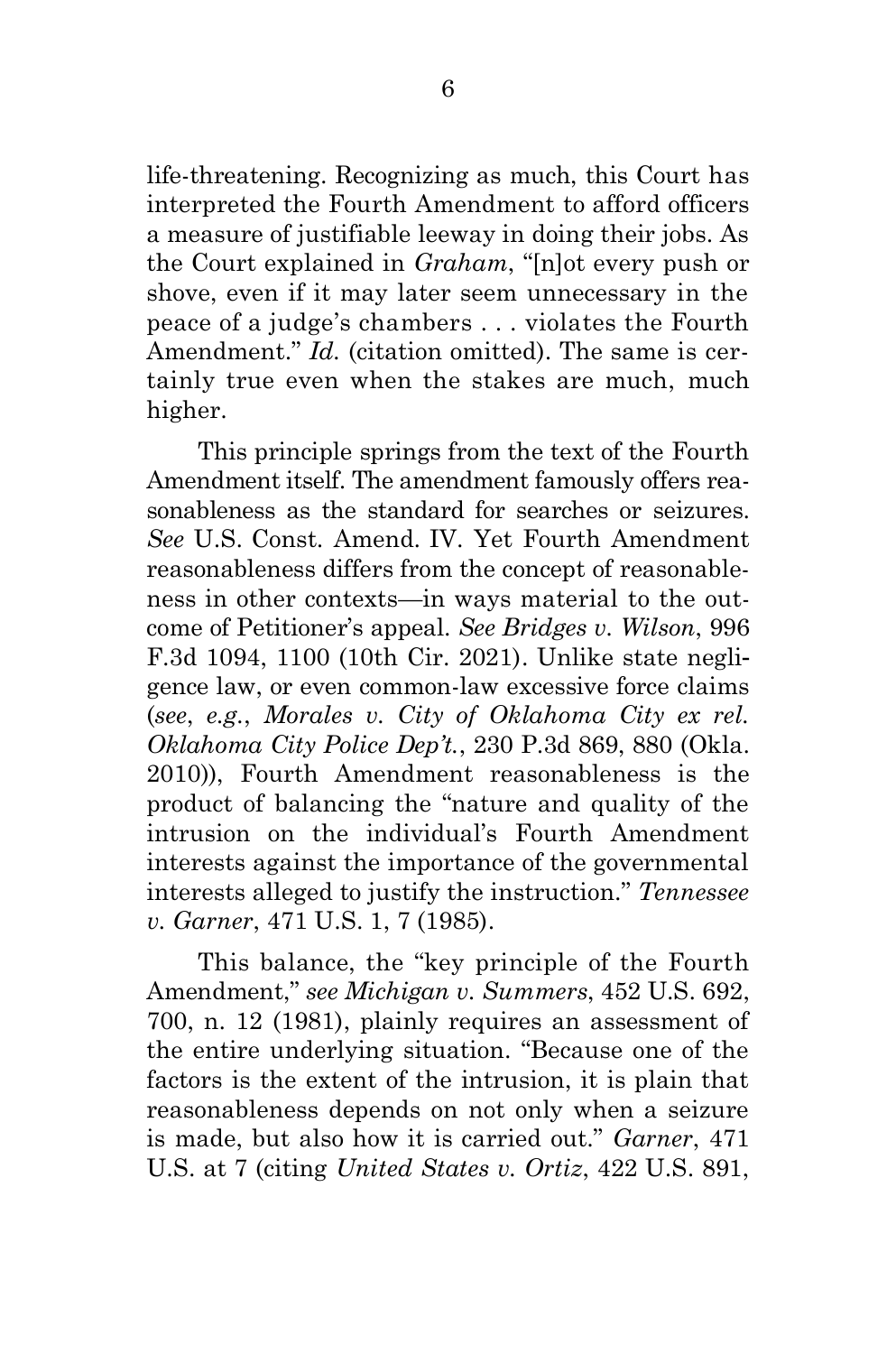life-threatening. Recognizing as much, this Court has interpreted the Fourth Amendment to afford officers a measure of justifiable leeway in doing their jobs. As the Court explained in *Graham*, "[n]ot every push or shove, even if it may later seem unnecessary in the peace of a judge's chambers . . . violates the Fourth Amendment." *Id.* (citation omitted). The same is certainly true even when the stakes are much, much higher.

This principle springs from the text of the Fourth Amendment itself. The amendment famously offers reasonableness as the standard for searches or seizures. *See* U.S. Const. Amend. IV. Yet Fourth Amendment reasonableness differs from the concept of reasonableness in other contexts—in ways material to the outcome of Petitioner's appeal. *See Bridges v. Wilson*, 996 F.3d 1094, 1100 (10th Cir. 2021). Unlike state negligence law, or even common-law excessive force claims (*see*, *e.g.*, *Morales v. City of Oklahoma City ex rel. Oklahoma City Police Dep't.*, 230 P.3d 869, 880 (Okla. 2010)), Fourth Amendment reasonableness is the product of balancing the "nature and quality of the intrusion on the individual's Fourth Amendment interests against the importance of the governmental interests alleged to justify the instruction." *Tennessee v. Garner*, 471 U.S. 1, 7 (1985).

This balance, the "key principle of the Fourth Amendment," *see Michigan v. Summers*, 452 U.S. 692, 700, n. 12 (1981), plainly requires an assessment of the entire underlying situation. "Because one of the factors is the extent of the intrusion, it is plain that reasonableness depends on not only when a seizure is made, but also how it is carried out." *Garner*, 471 U.S. at 7 (citing *United States v. Ortiz*, 422 U.S. 891,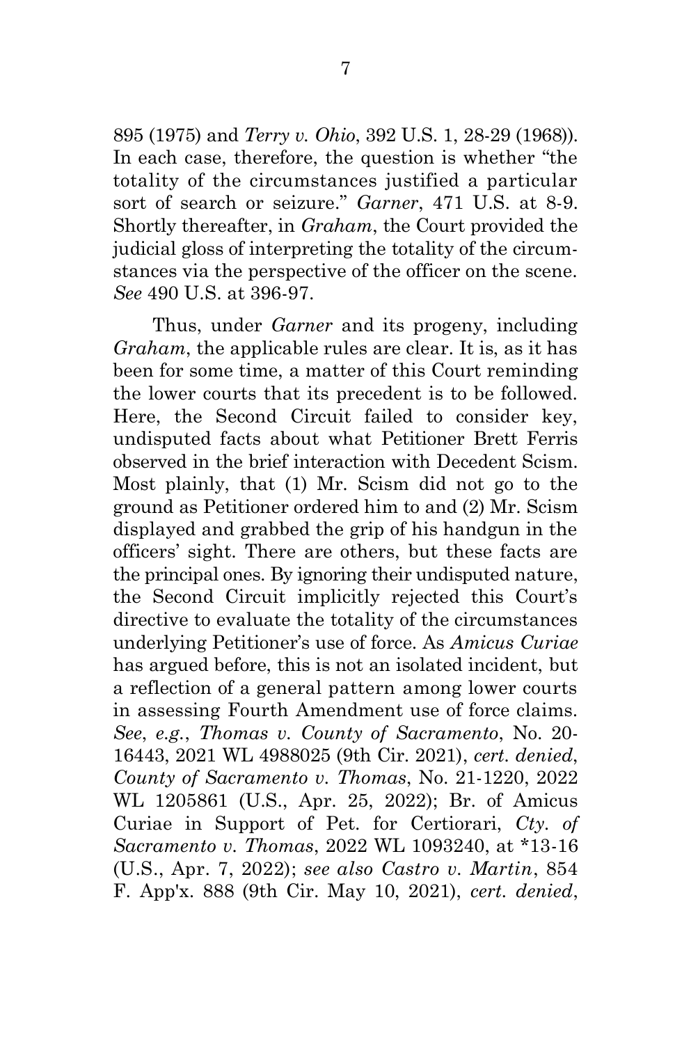895 (1975) and *Terry v. Ohio*, 392 U.S. 1, 28-29 (1968)). In each case, therefore, the question is whether "the totality of the circumstances justified a particular sort of search or seizure." *Garner*, 471 U.S. at 8-9. Shortly thereafter, in *Graham*, the Court provided the judicial gloss of interpreting the totality of the circumstances via the perspective of the officer on the scene. *See* 490 U.S. at 396-97.

Thus, under *Garner* and its progeny, including *Graham*, the applicable rules are clear. It is, as it has been for some time, a matter of this Court reminding the lower courts that its precedent is to be followed. Here, the Second Circuit failed to consider key, undisputed facts about what Petitioner Brett Ferris observed in the brief interaction with Decedent Scism. Most plainly, that (1) Mr. Scism did not go to the ground as Petitioner ordered him to and (2) Mr. Scism displayed and grabbed the grip of his handgun in the officers' sight. There are others, but these facts are the principal ones. By ignoring their undisputed nature, the Second Circuit implicitly rejected this Court's directive to evaluate the totality of the circumstances underlying Petitioner's use of force. As *Amicus Curiae* has argued before, this is not an isolated incident, but a reflection of a general pattern among lower courts in assessing Fourth Amendment use of force claims. *See*, *e.g.*, *Thomas v. County of Sacramento*, No. 20-16443, 2021 WL 4988025 (9th Cir. 2021), *cert. denied*, *County of Sacramento v. Thomas*, No. 21-1220, 2022 WL 1205861 (U.S., Apr. 25, 2022); Br. of Amicus Curiae in Support of Pet. for Certiorari, *Cty. of Sacramento v. Thomas*, 2022 WL 1093240, at *13-16 (U.S., Apr. 7, 2022); *see also Castro v. Martin*, 854 F. App'x. 888 (9th Cir. May 10, 2021), *cert. denied*,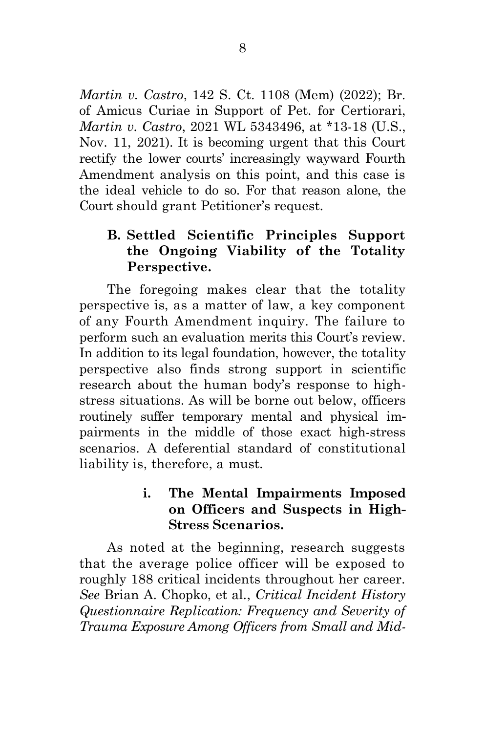*Martin v. Castro*, 142 S. Ct. 1108 (Mem) (2022); Br. of Amicus Curiae in Support of Pet. for Certiorari, *Martin v. Castro*, 2021 WL 5343496, at *13-18 (U.S., Nov. 11, 2021). It is becoming urgent that this Court rectify the lower courts' increasingly wayward Fourth Amendment analysis on this point, and this case is the ideal vehicle to do so. For that reason alone, the Court should grant Petitioner's request.

### B. Settled Scientific Principles Support the Ongoing Viability of the Totality Perspective.

The foregoing makes clear that the totality perspective is, as a matter of law, a key component of any Fourth Amendment inquiry. The failure to perform such an evaluation merits this Court's review. In addition to its legal foundation, however, the totality perspective also finds strong support in scientific research about the human body's response to high-stress situations. As will be borne out below, officers routinely suffer temporary mental and physical impairments in the middle of those exact high-stress scenarios. A deferential standard of constitutional liability is, therefore, a must.

#### i. The Mental Impairments Imposed on Officers and Suspects in High-Stress Scenarios.

As noted at the beginning, research suggests that the average police officer will be exposed to roughly 188 critical incidents throughout her career. *See* Brian A. Chopko, et al., *Critical Incident History Questionnaire Replication: Frequency and Severity of Trauma Exposure Among Officers from Small and Mid-*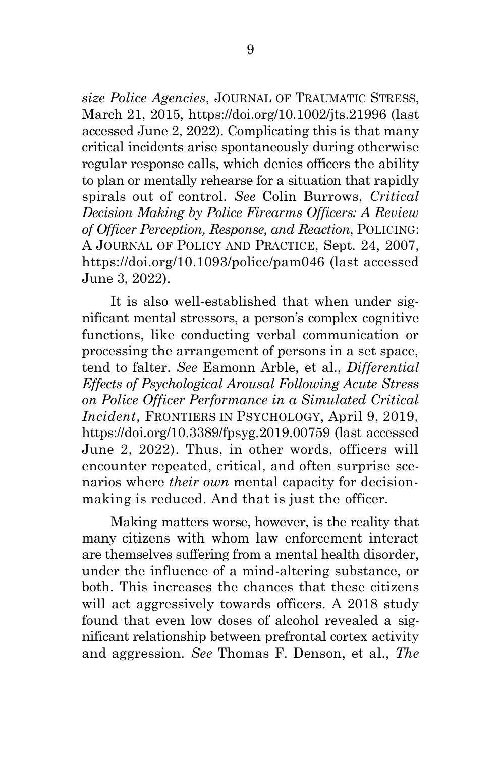*size Police Agencies*, JOURNAL OF TRAUMATIC STRESS, March 21, 2015, https://doi.org/10.1002/jts.21996 (last accessed June 2, 2022). Complicating this is that many critical incidents arise spontaneously during otherwise regular response calls, which denies officers the ability to plan or mentally rehearse for a situation that rapidly spirals out of control. *See* Colin Burrows, *Critical Decision Making by Police Firearms Officers: A Review of Officer Perception, Response, and Reaction*, POLICING: A JOURNAL OF POLICY AND PRACTICE, Sept. 24, 2007, https://doi.org/10.1093/police/pam046 (last accessed June 3, 2022).

It is also well-established that when under significant mental stressors, a person's complex cognitive functions, like conducting verbal communication or processing the arrangement of persons in a set space, tend to falter. *See* Eamonn Arble, et al., *Differential Effects of Psychological Arousal Following Acute Stress on Police Officer Performance in a Simulated Critical Incident*, FRONTIERS IN PSYCHOLOGY, April 9, 2019, https://doi.org/10.3389/fpsyg.2019.00759 (last accessed June 2, 2022). Thus, in other words, officers will encounter repeated, critical, and often surprise scenarios where *their own* mental capacity for decision-making is reduced. And that is just the officer.

Making matters worse, however, is the reality that many citizens with whom law enforcement interact are themselves suffering from a mental health disorder, under the influence of a mind-altering substance, or both. This increases the chances that these citizens will act aggressively towards officers. A 2018 study found that even low doses of alcohol revealed a significant relationship between prefrontal cortex activity and aggression. *See* Thomas F. Denson, et al., *The*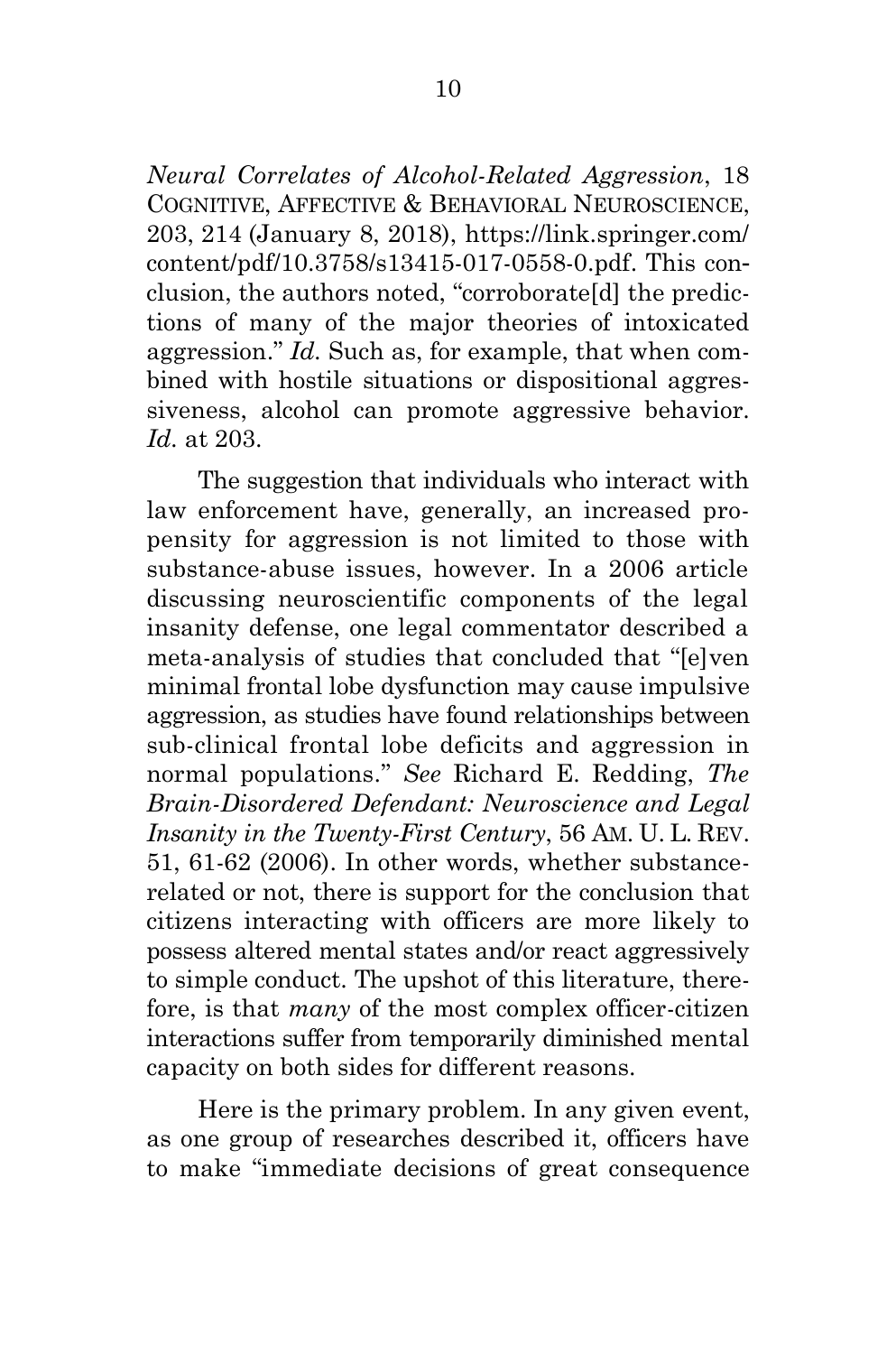*Neural Correlates of Alcohol-Related Aggression*, 18 COGNITIVE, AFFECTIVE & BEHAVIORAL NEUROSCIENCE, 203, 214 (January 8, 2018), https://link.springer.com/content/pdf/10.3758/s13415-017-0558-0.pdf. This conclusion, the authors noted, "corroborate[d] the predictions of many of the major theories of intoxicated aggression." *Id.* Such as, for example, that when combined with hostile situations or dispositional aggressiveness, alcohol can promote aggressive behavior. *Id.* at 203.

The suggestion that individuals who interact with law enforcement have, generally, an increased propensity for aggression is not limited to those with substance-abuse issues, however. In a 2006 article discussing neuroscientific components of the legal insanity defense, one legal commentator described a meta-analysis of studies that concluded that "[e]ven minimal frontal lobe dysfunction may cause impulsive aggression, as studies have found relationships between sub-clinical frontal lobe deficits and aggression in normal populations." *See* Richard E. Redding, *The Brain-Disordered Defendant: Neuroscience and Legal Insanity in the Twenty-First Century*, 56 AM. U. L. REV. 51, 61-62 (2006). In other words, whether substance-related or not, there is support for the conclusion that citizens interacting with officers are more likely to possess altered mental states and/or react aggressively to simple conduct. The upshot of this literature, therefore, is that *many* of the most complex officer-citizen interactions suffer from temporarily diminished mental capacity on both sides for different reasons.

Here is the primary problem. In any given event, as one group of researches described it, officers have to make "immediate decisions of great consequence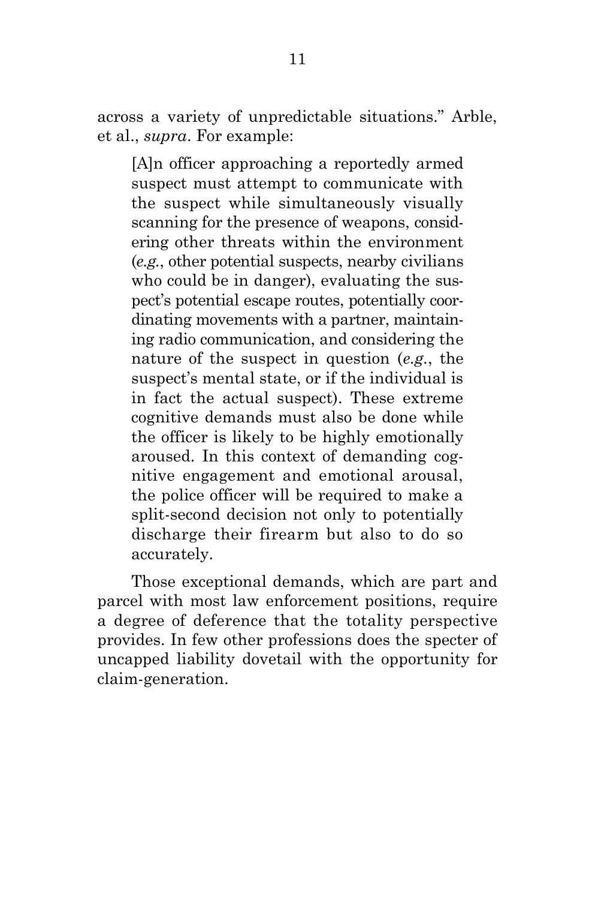across a variety of unpredictable situations." Arble, et al., *supra*. For example:

> [A]n officer approaching a reportedly armed suspect must attempt to communicate with the suspect while simultaneously visually scanning for the presence of weapons, considering other threats within the environment (*e.g.*, other potential suspects, nearby civilians who could be in danger), evaluating the suspect's potential escape routes, potentially coordinating movements with a partner, maintaining radio communication, and considering the nature of the suspect in question (*e.g.*, the suspect's mental state, or if the individual is in fact the actual suspect). These extreme cognitive demands must also be done while the officer is likely to be highly emotionally aroused. In this context of demanding cognitive engagement and emotional arousal, the police officer will be required to make a split-second decision not only to potentially discharge their firearm but also to do so accurately.

Those exceptional demands, which are part and parcel with most law enforcement positions, require a degree of deference that the totality perspective provides. In few other professions does the specter of uncapped liability dovetail with the opportunity for claim-generation.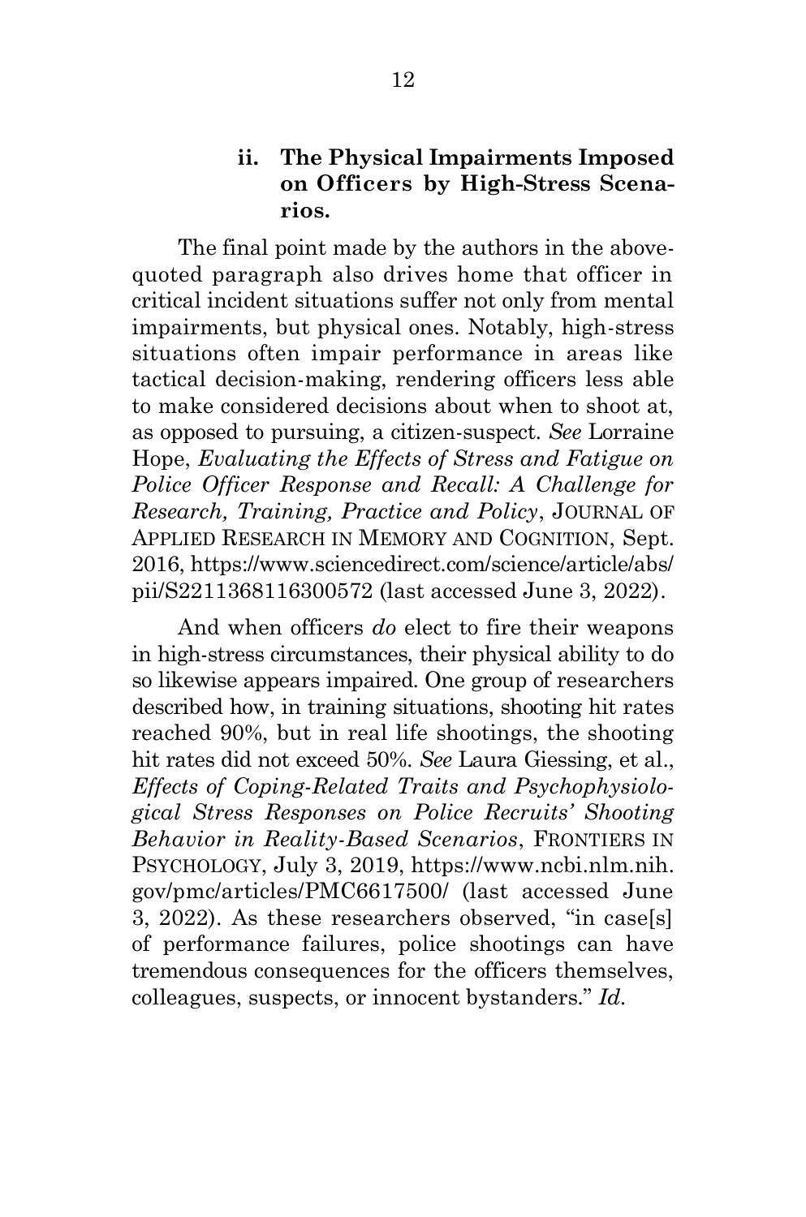### ii. The Physical Impairments Imposed on Officers by High-Stress Scenarios.

The final point made by the authors in the above-quoted paragraph also drives home that officer in critical incident situations suffer not only from mental impairments, but physical ones. Notably, high-stress situations often impair performance in areas like tactical decision-making, rendering officers less able to make considered decisions about when to shoot at, as opposed to pursuing, a citizen-suspect. *See* Lorraine Hope, *Evaluating the Effects of Stress and Fatigue on Police Officer Response and Recall: A Challenge for Research, Training, Practice and Policy*, JOURNAL OF APPLIED RESEARCH IN MEMORY AND COGNITION, Sept. 2016, https://www.sciencedirect.com/science/article/abs/pii/S2211368116300572 (last accessed June 3, 2022).

And when officers *do* elect to fire their weapons in high-stress circumstances, their physical ability to do so likewise appears impaired. One group of researchers described how, in training situations, shooting hit rates reached 90%, but in real life shootings, the shooting hit rates did not exceed 50%. *See* Laura Giessing, et al., *Effects of Coping-Related Traits and Psychophysiological Stress Responses on Police Recruits' Shooting Behavior in Reality-Based Scenarios*, FRONTIERS IN PSYCHOLOGY, July 3, 2019, https://www.ncbi.nlm.nih.gov/pmc/articles/PMC6617500/ (last accessed June 3, 2022). As these researchers observed, "in case[s] of performance failures, police shootings can have tremendous consequences for the officers themselves, colleagues, suspects, or innocent bystanders." *Id.*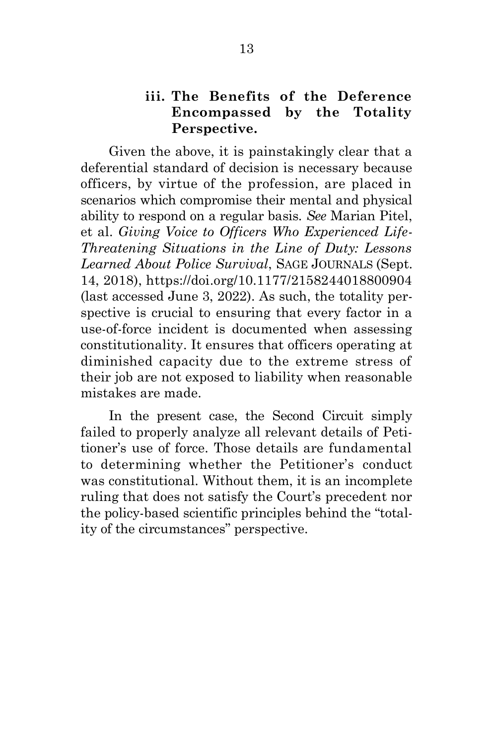### iii. The Benefits of the Deference Encompassed by the Totality Perspective.

Given the above, it is painstakingly clear that a deferential standard of decision is necessary because officers, by virtue of the profession, are placed in scenarios which compromise their mental and physical ability to respond on a regular basis. *See* Marian Pitel, et al. *Giving Voice to Officers Who Experienced Life-Threatening Situations in the Line of Duty: Lessons Learned About Police Survival*, SAGE JOURNALS (Sept. 14, 2018), https://doi.org/10.1177/2158244018800904 (last accessed June 3, 2022). As such, the totality perspective is crucial to ensuring that every factor in a use-of-force incident is documented when assessing constitutionality. It ensures that officers operating at diminished capacity due to the extreme stress of their job are not exposed to liability when reasonable mistakes are made.

In the present case, the Second Circuit simply failed to properly analyze all relevant details of Petitioner's use of force. Those details are fundamental to determining whether the Petitioner's conduct was constitutional. Without them, it is an incomplete ruling that does not satisfy the Court's precedent nor the policy-based scientific principles behind the "totality of the circumstances" perspective.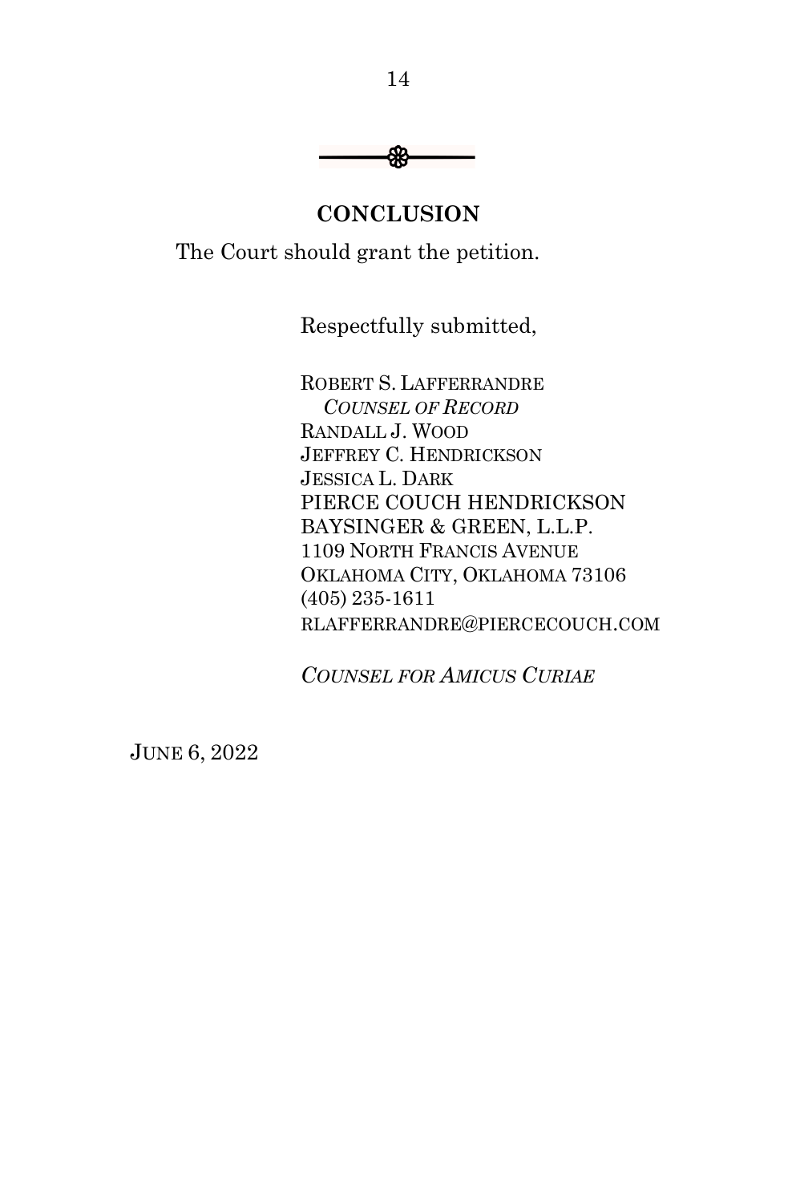## CONCLUSION

The Court should grant the petition.

Respectfully submitted,

ROBERT S. LAFFERRANDRE
*COUNSEL OF RECORD*
RANDALL J. WOOD
JEFFREY C. HENDRICKSON
JESSICA L. DARK
PIERCE COUCH HENDRICKSON
BAYSINGER & GREEN, L.L.P.
1109 NORTH FRANCIS AVENUE
OKLAHOMA CITY, OKLAHOMA 73106
(405) 235-1611
RLAFFERRANDRE@PIERCECOUCH.COM

*COUNSEL FOR AMICUS CURIAE*

JUNE 6, 2022